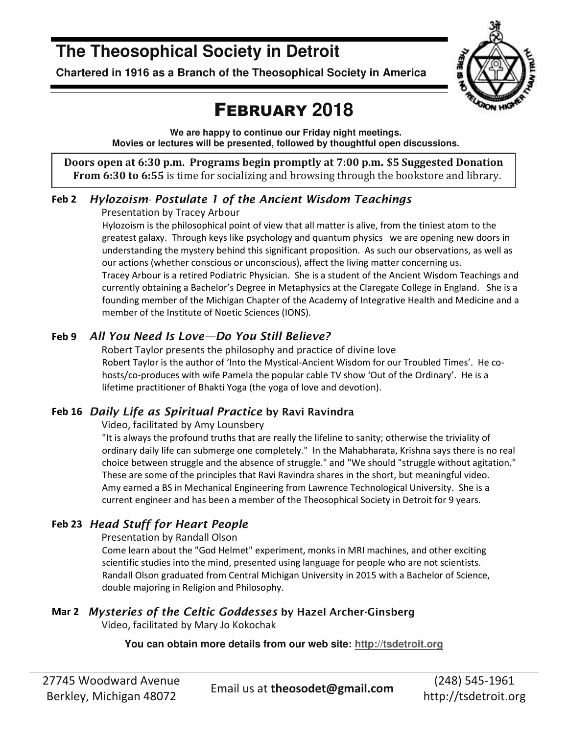# The Theosophical Society in Detroit

**Chartered in 1916 as a Branch of the Theosophical Society in America**

## FEBRUARY 2018

**We are happy to continue our Friday night meetings.**
**Movies or lectures will be presented, followed by thoughtful open discussions.**

**Doors open at 6:30 p.m. Programs begin promptly at 7:00 p.m. $5 Suggested Donation**
**From 6:30 to 6:55** is time for socializing and browsing through the bookstore and library.

### Feb 2 *Hylozoism- Postulate 1 of the Ancient Wisdom Teachings*

Presentation by Tracey Arbour

Hylozoism is the philosophical point of view that all matter is alive, from the tiniest atom to the greatest galaxy. Through keys like psychology and quantum physics we are opening new doors in understanding the mystery behind this significant proposition. As such our observations, as well as our actions (whether conscious or unconscious), affect the living matter concerning us.

Tracey Arbour is a retired Podiatric Physician. She is a student of the Ancient Wisdom Teachings and currently obtaining a Bachelor's Degree in Metaphysics at the Claregate College in England. She is a founding member of the Michigan Chapter of the Academy of Integrative Health and Medicine and a member of the Institute of Noetic Sciences (IONS).

### Feb 9 *All You Need Is Love—Do You Still Believe?*

Robert Taylor presents the philosophy and practice of divine love

Robert Taylor is the author of 'Into the Mystical-Ancient Wisdom for our Troubled Times'. He co-hosts/co-produces with wife Pamela the popular cable TV show 'Out of the Ordinary'. He is a lifetime practitioner of Bhakti Yoga (the yoga of love and devotion).

### Feb 16 *Daily Life as Spiritual Practice* by Ravi Ravindra

Video, facilitated by Amy Lounsbery

"It is always the profound truths that are really the lifeline to sanity; otherwise the triviality of ordinary daily life can submerge one completely." In the Mahabharata, Krishna says there is no real choice between struggle and the absence of struggle." and "We should "struggle without agitation." These are some of the principles that Ravi Ravindra shares in the short, but meaningful video.

Amy earned a BS in Mechanical Engineering from Lawrence Technological University. She is a current engineer and has been a member of the Theosophical Society in Detroit for 9 years.

### Feb 23 *Head Stuff for Heart People*

Presentation by Randall Olson

Come learn about the "God Helmet" experiment, monks in MRI machines, and other exciting scientific studies into the mind, presented using language for people who are not scientists.

Randall Olson graduated from Central Michigan University in 2015 with a Bachelor of Science, double majoring in Religion and Philosophy.

### Mar 2 *Mysteries of the Celtic Goddesses* by Hazel Archer-Ginsberg

Video, facilitated by Mary Jo Kokochak

**You can obtain more details from our web site: http://tsdetroit.org**

27745 Woodward Avenue
Berkley, Michigan 48072

Email us at **theosodet@gmail.com**

(248) 545-1961
http://tsdetroit.org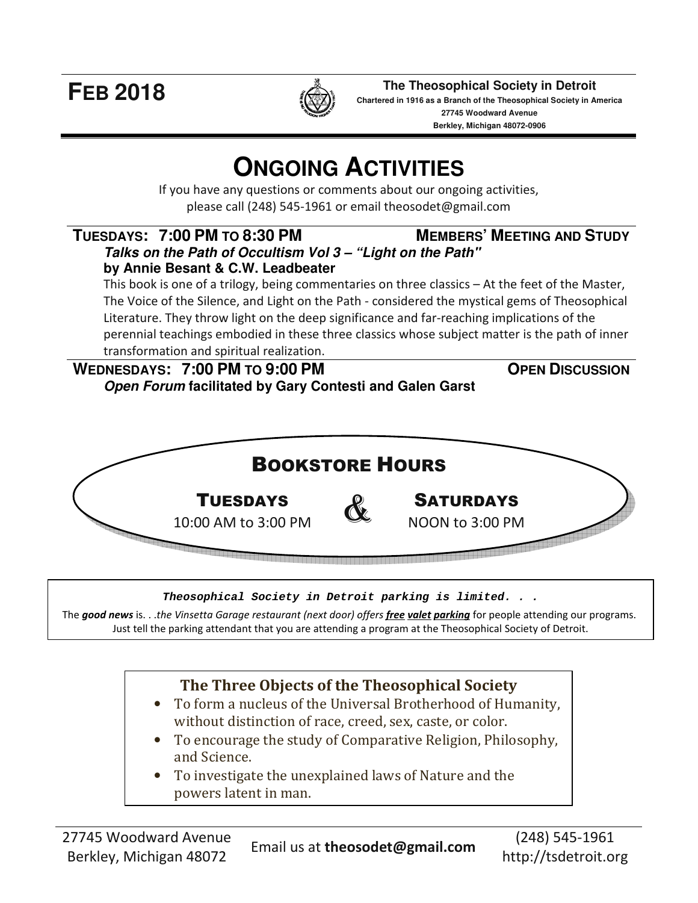**FEB 2018**

**The Theosophical Society in Detroit**
**Chartered in 1916 as a Branch of the Theosophical Society in America**
**27745 Woodward Avenue**
**Berkley, Michigan 48072-0906**

# ONGOING ACTIVITIES

If you have any questions or comments about our ongoing activities, please call (248) 545-1961 or email theosodet@gmail.com

## TUESDAYS: 7:00 PM TO 8:30 PM — MEMBERS' MEETING AND STUDY

***Talks on the Path of Occultism Vol 3 – "Light on the Path"***
**by Annie Besant & C.W. Leadbeater**

This book is one of a trilogy, being commentaries on three classics – At the feet of the Master, The Voice of the Silence, and Light on the Path - considered the mystical gems of Theosophical Literature. They throw light on the deep significance and far-reaching implications of the perennial teachings embodied in these three classics whose subject matter is the path of inner transformation and spiritual realization.

## WEDNESDAYS: 7:00 PM TO 9:00 PM — OPEN DISCUSSION

***Open Forum* facilitated by Gary Contesti and Galen Garst**

## BOOKSTORE HOURS

**TUESDAYS** 10:00 AM to 3:00 PM & **SATURDAYS** NOON to 3:00 PM

***Theosophical Society in Detroit parking is limited. . .***

The ***good news*** is. . .*the Vinsetta Garage restaurant (next door) offers **free valet parking** for people attending our programs.* Just tell the parking attendant that you are attending a program at the Theosophical Society of Detroit.

### The Three Objects of the Theosophical Society

- To form a nucleus of the Universal Brotherhood of Humanity, without distinction of race, creed, sex, caste, or color.
- To encourage the study of Comparative Religion, Philosophy, and Science.
- To investigate the unexplained laws of Nature and the powers latent in man.

27745 Woodward Avenue
Berkley, Michigan 48072

Email us at **theosodet@gmail.com**

(248) 545-1961
http://tsdetroit.org